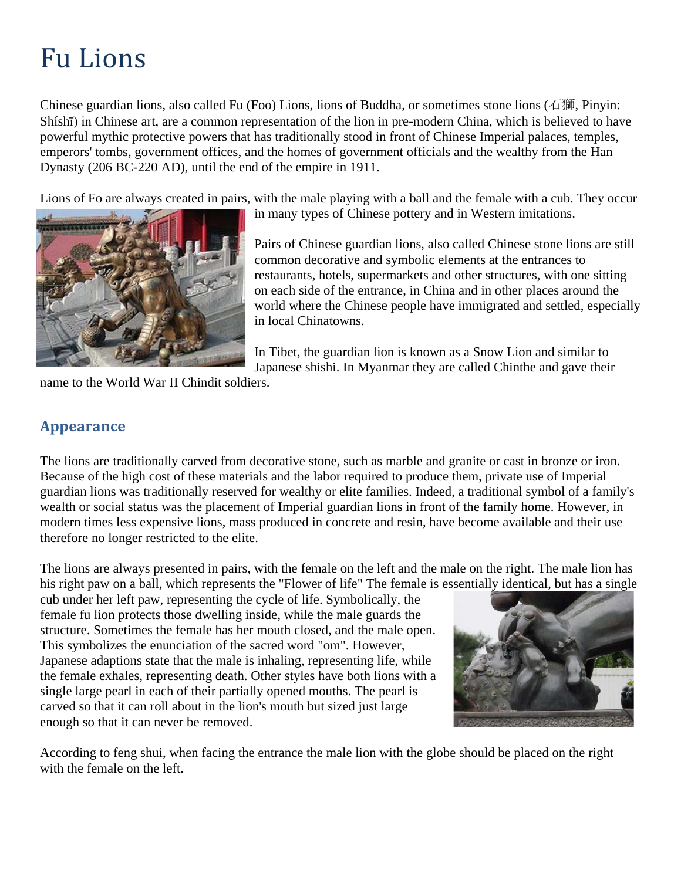# Fu Lions

Chinese guardian lions, also called Fu (Foo) Lions, lions of Buddha, or sometimes stone lions (石獅, Pinyin: Shíshī) in Chinese art, are a common representation of the lion in pre-modern China, which is believed to have powerful mythic protective powers that has traditionally stood in front of Chinese Imperial palaces, temples, emperors' tombs, government offices, and the homes of government officials and the wealthy from the Han Dynasty (206 BC-220 AD), until the end of the empire in 1911.

Lions of Fo are always created in pairs, with the male playing with a ball and the female with a cub. They occur in many types of Chinese pottery and in Western imitations.

Pairs of Chinese guardian lions, also called Chinese stone lions are still common decorative and symbolic elements at the entrances to restaurants, hotels, supermarkets and other structures, with one sitting on each side of the entrance, in China and in other places around the world where the Chinese people have immigrated and settled, especially in local Chinatowns.

In Tibet, the guardian lion is known as a Snow Lion and similar to Japanese shishi. In Myanmar they are called Chinthe and gave their name to the World War II Chindit soldiers.

## Appearance

The lions are traditionally carved from decorative stone, such as marble and granite or cast in bronze or iron. Because of the high cost of these materials and the labor required to produce them, private use of Imperial guardian lions was traditionally reserved for wealthy or elite families. Indeed, a traditional symbol of a family's wealth or social status was the placement of Imperial guardian lions in front of the family home. However, in modern times less expensive lions, mass produced in concrete and resin, have become available and their use therefore no longer restricted to the elite.

The lions are always presented in pairs, with the female on the left and the male on the right. The male lion has his right paw on a ball, which represents the "Flower of life" The female is essentially identical, but has a single cub under her left paw, representing the cycle of life. Symbolically, the female fu lion protects those dwelling inside, while the male guards the structure. Sometimes the female has her mouth closed, and the male open. This symbolizes the enunciation of the sacred word "om". However, Japanese adaptions state that the male is inhaling, representing life, while the female exhales, representing death. Other styles have both lions with a single large pearl in each of their partially opened mouths. The pearl is carved so that it can roll about in the lion's mouth but sized just large enough so that it can never be removed.

According to feng shui, when facing the entrance the male lion with the globe should be placed on the right with the female on the left.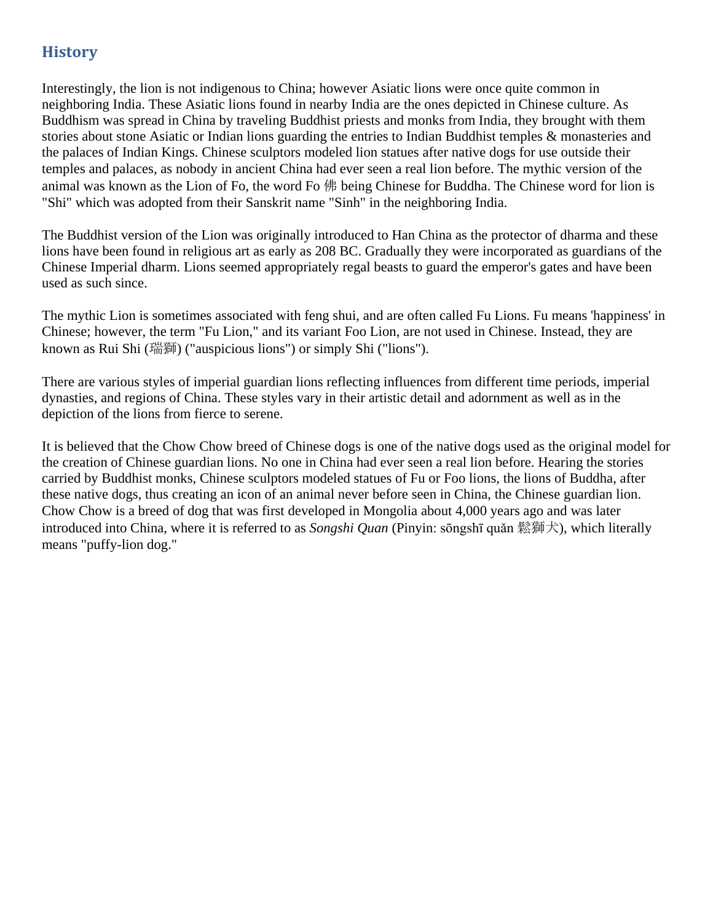## History

Interestingly, the lion is not indigenous to China; however Asiatic lions were once quite common in neighboring India. These Asiatic lions found in nearby India are the ones depicted in Chinese culture. As Buddhism was spread in China by traveling Buddhist priests and monks from India, they brought with them stories about stone Asiatic or Indian lions guarding the entries to Indian Buddhist temples & monasteries and the palaces of Indian Kings. Chinese sculptors modeled lion statues after native dogs for use outside their temples and palaces, as nobody in ancient China had ever seen a real lion before. The mythic version of the animal was known as the Lion of Fo, the word Fo 佛 being Chinese for Buddha. The Chinese word for lion is "Shi" which was adopted from their Sanskrit name "Sinh" in the neighboring India.

The Buddhist version of the Lion was originally introduced to Han China as the protector of dharma and these lions have been found in religious art as early as 208 BC. Gradually they were incorporated as guardians of the Chinese Imperial dharm. Lions seemed appropriately regal beasts to guard the emperor's gates and have been used as such since.

The mythic Lion is sometimes associated with feng shui, and are often called Fu Lions. Fu means 'happiness' in Chinese; however, the term "Fu Lion," and its variant Foo Lion, are not used in Chinese. Instead, they are known as Rui Shi (瑞獅) ("auspicious lions") or simply Shi ("lions").

There are various styles of imperial guardian lions reflecting influences from different time periods, imperial dynasties, and regions of China. These styles vary in their artistic detail and adornment as well as in the depiction of the lions from fierce to serene.

It is believed that the Chow Chow breed of Chinese dogs is one of the native dogs used as the original model for the creation of Chinese guardian lions. No one in China had ever seen a real lion before. Hearing the stories carried by Buddhist monks, Chinese sculptors modeled statues of Fu or Foo lions, the lions of Buddha, after these native dogs, thus creating an icon of an animal never before seen in China, the Chinese guardian lion. Chow Chow is a breed of dog that was first developed in Mongolia about 4,000 years ago and was later introduced into China, where it is referred to as *Songshi Quan* (Pinyin: sōngshī quǎn 鬆獅犬), which literally means "puffy-lion dog."